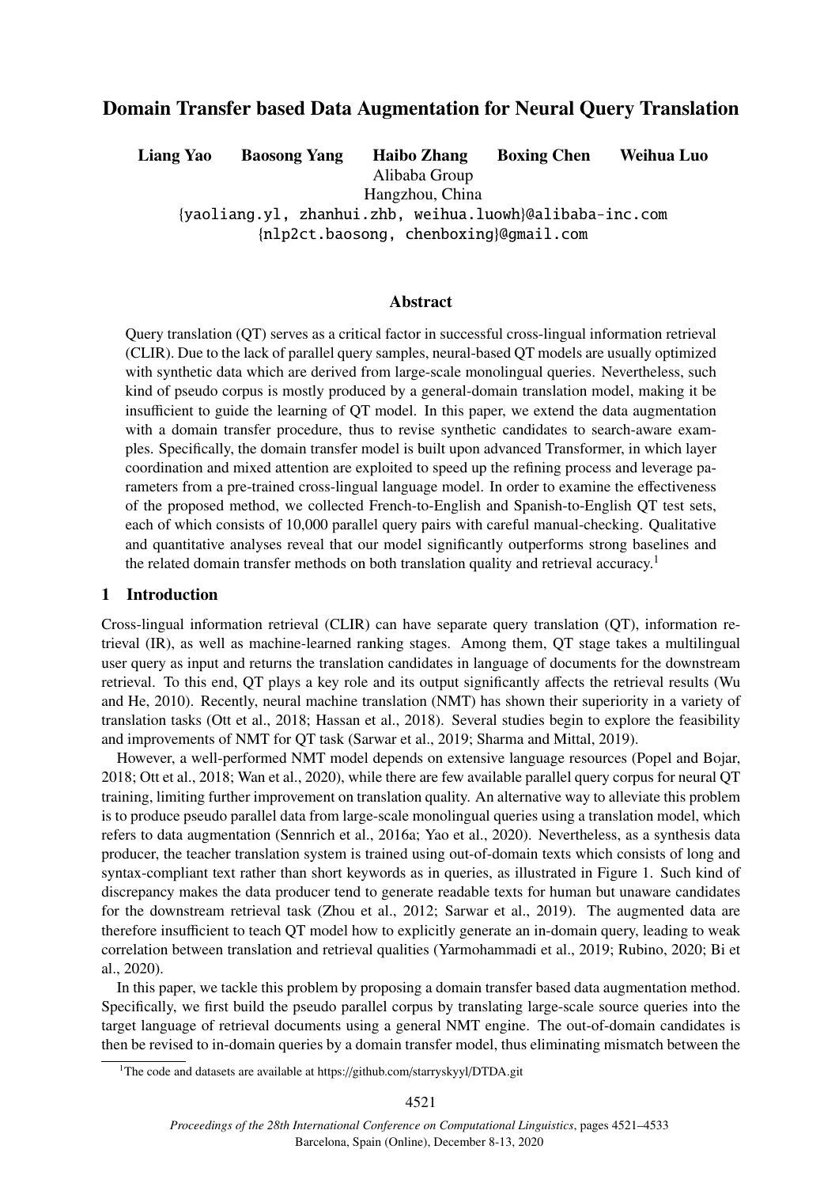# Domain Transfer based Data Augmentation for Neural Query Translation

**Liang Yao  Baosong Yang  Haibo Zhang  Boxing Chen  Weihua Luo**

Alibaba Group

Hangzhou, China

{yaoliang.yl, zhanhui.zhb, weihua.luowh}@alibaba-inc.com

{nlp2ct.baosong, chenboxing}@gmail.com

## Abstract

Query translation (QT) serves as a critical factor in successful cross-lingual information retrieval (CLIR). Due to the lack of parallel query samples, neural-based QT models are usually optimized with synthetic data which are derived from large-scale monolingual queries. Nevertheless, such kind of pseudo corpus is mostly produced by a general-domain translation model, making it be insufficient to guide the learning of QT model. In this paper, we extend the data augmentation with a domain transfer procedure, thus to revise synthetic candidates to search-aware examples. Specifically, the domain transfer model is built upon advanced Transformer, in which layer coordination and mixed attention are exploited to speed up the refining process and leverage parameters from a pre-trained cross-lingual language model. In order to examine the effectiveness of the proposed method, we collected French-to-English and Spanish-to-English QT test sets, each of which consists of 10,000 parallel query pairs with careful manual-checking. Qualitative and quantitative analyses reveal that our model significantly outperforms strong baselines and the related domain transfer methods on both translation quality and retrieval accuracy.[1]

## 1 Introduction

Cross-lingual information retrieval (CLIR) can have separate query translation (QT), information retrieval (IR), as well as machine-learned ranking stages. Among them, QT stage takes a multilingual user query as input and returns the translation candidates in language of documents for the downstream retrieval. To this end, QT plays a key role and its output significantly affects the retrieval results (Wu and He, 2010). Recently, neural machine translation (NMT) has shown their superiority in a variety of translation tasks (Ott et al., 2018; Hassan et al., 2018). Several studies begin to explore the feasibility and improvements of NMT for QT task (Sarwar et al., 2019; Sharma and Mittal, 2019).

However, a well-performed NMT model depends on extensive language resources (Popel and Bojar, 2018; Ott et al., 2018; Wan et al., 2020), while there are few available parallel query corpus for neural QT training, limiting further improvement on translation quality. An alternative way to alleviate this problem is to produce pseudo parallel data from large-scale monolingual queries using a translation model, which refers to data augmentation (Sennrich et al., 2016a; Yao et al., 2020). Nevertheless, as a synthesis data producer, the teacher translation system is trained using out-of-domain texts which consists of long and syntax-compliant text rather than short keywords as in queries, as illustrated in Figure 1. Such kind of discrepancy makes the data producer tend to generate readable texts for human but unaware candidates for the downstream retrieval task (Zhou et al., 2012; Sarwar et al., 2019). The augmented data are therefore insufficient to teach QT model how to explicitly generate an in-domain query, leading to weak correlation between translation and retrieval qualities (Yarmohammadi et al., 2019; Rubino, 2020; Bi et al., 2020).

In this paper, we tackle this problem by proposing a domain transfer based data augmentation method. Specifically, we first build the pseudo parallel corpus by translating large-scale source queries into the target language of retrieval documents using a general NMT engine. The out-of-domain candidates is then be revised to in-domain queries by a domain transfer model, thus eliminating mismatch between the

[1] The code and datasets are available at https://github.com/starryskyyl/DTDA.git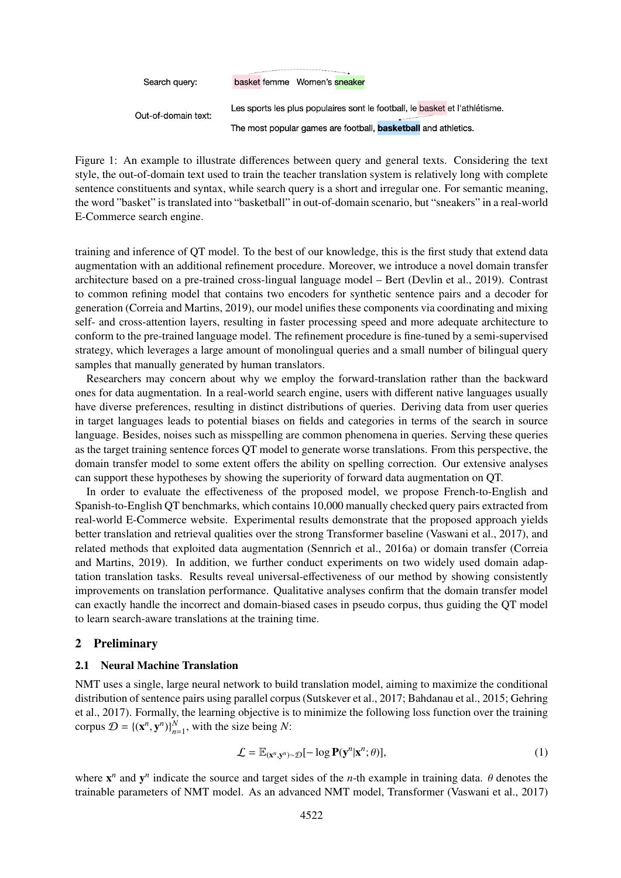Search query: basket femme  Women's sneaker

Out-of-domain text: Les sports les plus populaires sont le football, le basket et l'athlétisme.

The most popular games are football, **basketball** and athletics.

Figure 1: An example to illustrate differences between query and general texts. Considering the text style, the out-of-domain text used to train the teacher translation system is relatively long with complete sentence constituents and syntax, while search query is a short and irregular one. For semantic meaning, the word "basket" is translated into "basketball" in out-of-domain scenario, but "sneakers" in a real-world E-Commerce search engine.

training and inference of QT model. To the best of our knowledge, this is the first study that extend data augmentation with an additional refinement procedure. Moreover, we introduce a novel domain transfer architecture based on a pre-trained cross-lingual language model – Bert (Devlin et al., 2019). Contrast to common refining model that contains two encoders for synthetic sentence pairs and a decoder for generation (Correia and Martins, 2019), our model unifies these components via coordinating and mixing self- and cross-attention layers, resulting in faster processing speed and more adequate architecture to conform to the pre-trained language model. The refinement procedure is fine-tuned by a semi-supervised strategy, which leverages a large amount of monolingual queries and a small number of bilingual query samples that manually generated by human translators.

Researchers may concern about why we employ the forward-translation rather than the backward ones for data augmentation. In a real-world search engine, users with different native languages usually have diverse preferences, resulting in distinct distributions of queries. Deriving data from user queries in target languages leads to potential biases on fields and categories in terms of the search in source language. Besides, noises such as misspelling are common phenomena in queries. Serving these queries as the target training sentence forces QT model to generate worse translations. From this perspective, the domain transfer model to some extent offers the ability on spelling correction. Our extensive analyses can support these hypotheses by showing the superiority of forward data augmentation on QT.

In order to evaluate the effectiveness of the proposed model, we propose French-to-English and Spanish-to-English QT benchmarks, which contains 10,000 manually checked query pairs extracted from real-world E-Commerce website. Experimental results demonstrate that the proposed approach yields better translation and retrieval qualities over the strong Transformer baseline (Vaswani et al., 2017), and related methods that exploited data augmentation (Sennrich et al., 2016a) or domain transfer (Correia and Martins, 2019). In addition, we further conduct experiments on two widely used domain adaptation translation tasks. Results reveal universal-effectiveness of our method by showing consistently improvements on translation performance. Qualitative analyses confirm that the domain transfer model can exactly handle the incorrect and domain-biased cases in pseudo corpus, thus guiding the QT model to learn search-aware translations at the training time.

## 2 Preliminary

### 2.1 Neural Machine Translation

NMT uses a single, large neural network to build translation model, aiming to maximize the conditional distribution of sentence pairs using parallel corpus (Sutskever et al., 2017; Bahdanau et al., 2015; Gehring et al., 2017). Formally, the learning objective is to minimize the following loss function over the training corpus $\mathcal{D} = \{(\mathbf{x}^n, \mathbf{y}^n)\}_{n=1}^{N}$, with the size being $N$:

$$\mathcal{L} = \mathbb{E}_{(\mathbf{x}^n, \mathbf{y}^n) \sim \mathcal{D}}[-\log \mathbf{P}(\mathbf{y}^n | \mathbf{x}^n; \theta)], \tag{1}$$

where $\mathbf{x}^n$ and $\mathbf{y}^n$ indicate the source and target sides of the $n$-th example in training data. $\theta$ denotes the trainable parameters of NMT model. As an advanced NMT model, Transformer (Vaswani et al., 2017)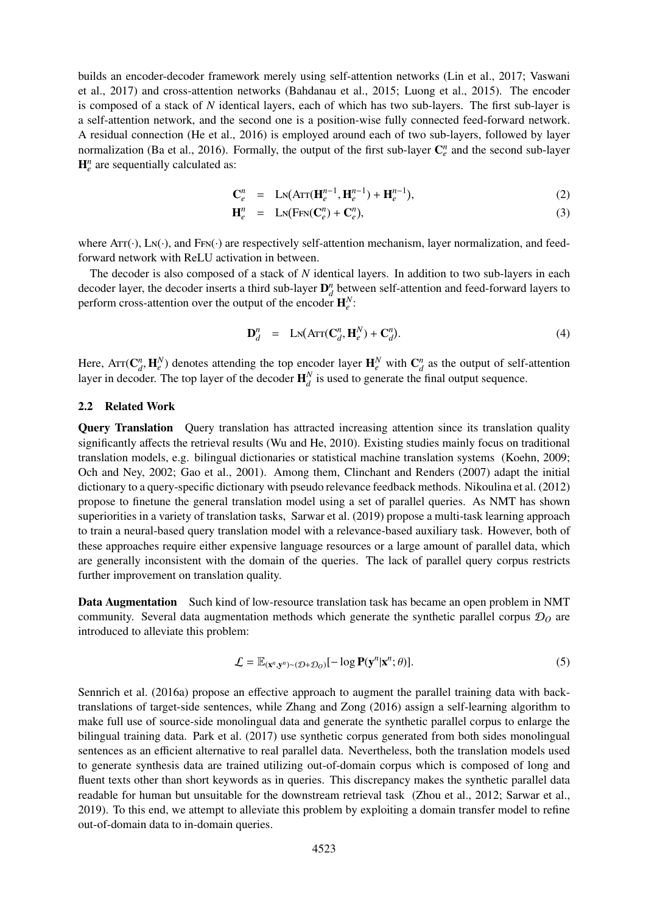builds an encoder-decoder framework merely using self-attention networks (Lin et al., 2017; Vaswani et al., 2017) and cross-attention networks (Bahdanau et al., 2015; Luong et al., 2015). The encoder is composed of a stack of $N$ identical layers, each of which has two sub-layers. The first sub-layer is a self-attention network, and the second one is a position-wise fully connected feed-forward network. A residual connection (He et al., 2016) is employed around each of two sub-layers, followed by layer normalization (Ba et al., 2016). Formally, the output of the first sub-layer $\mathbf{C}_e^n$ and the second sub-layer $\mathbf{H}_e^n$ are sequentially calculated as:

$$\mathbf{C}_e^n = \textsc{Ln}(\textsc{Att}(\mathbf{H}_e^{n-1}, \mathbf{H}_e^{n-1}) + \mathbf{H}_e^{n-1}), \tag{2}$$

$$\mathbf{H}_e^n = \textsc{Ln}(\textsc{Ffn}(\mathbf{C}_e^n) + \mathbf{C}_e^n), \tag{3}$$

where $\textsc{Att}(\cdot)$, $\textsc{Ln}(\cdot)$, and $\textsc{Ffn}(\cdot)$ are respectively self-attention mechanism, layer normalization, and feed-forward network with ReLU activation in between.

The decoder is also composed of a stack of $N$ identical layers. In addition to two sub-layers in each decoder layer, the decoder inserts a third sub-layer $\mathbf{D}_d^n$ between self-attention and feed-forward layers to perform cross-attention over the output of the encoder $\mathbf{H}_e^N$:

$$\mathbf{D}_d^n = \textsc{Ln}(\textsc{Att}(\mathbf{C}_d^n, \mathbf{H}_e^N) + \mathbf{C}_d^n). \tag{4}$$

Here, $\textsc{Att}(\mathbf{C}_d^n, \mathbf{H}_e^N)$ denotes attending the top encoder layer $\mathbf{H}_e^N$ with $\mathbf{C}_d^n$ as the output of self-attention layer in decoder. The top layer of the decoder $\mathbf{H}_d^N$ is used to generate the final output sequence.

### 2.2 Related Work

**Query Translation** Query translation has attracted increasing attention since its translation quality significantly affects the retrieval results (Wu and He, 2010). Existing studies mainly focus on traditional translation models, e.g. bilingual dictionaries or statistical machine translation systems (Koehn, 2009; Och and Ney, 2002; Gao et al., 2001). Among them, Clinchant and Renders (2007) adapt the initial dictionary to a query-specific dictionary with pseudo relevance feedback methods. Nikoulina et al. (2012) propose to finetune the general translation model using a set of parallel queries. As NMT has shown superiorities in a variety of translation tasks, Sarwar et al. (2019) propose a multi-task learning approach to train a neural-based query translation model with a relevance-based auxiliary task. However, both of these approaches require either expensive language resources or a large amount of parallel data, which are generally inconsistent with the domain of the queries. The lack of parallel query corpus restricts further improvement on translation quality.

**Data Augmentation** Such kind of low-resource translation task has became an open problem in NMT community. Several data augmentation methods which generate the synthetic parallel corpus $\mathcal{D}_O$ are introduced to alleviate this problem:

$$\mathcal{L} = \mathbb{E}_{(\mathbf{x}^n, \mathbf{y}^n) \sim (\mathcal{D} + \mathcal{D}_O)}[-\log \mathbf{P}(\mathbf{y}^n | \mathbf{x}^n; \theta)]. \tag{5}$$

Sennrich et al. (2016a) propose an effective approach to augment the parallel training data with back-translations of target-side sentences, while Zhang and Zong (2016) assign a self-learning algorithm to make full use of source-side monolingual data and generate the synthetic parallel corpus to enlarge the bilingual training data. Park et al. (2017) use synthetic corpus generated from both sides monolingual sentences as an efficient alternative to real parallel data. Nevertheless, both the translation models used to generate synthesis data are trained utilizing out-of-domain corpus which is composed of long and fluent texts other than short keywords as in queries. This discrepancy makes the synthetic parallel data readable for human but unsuitable for the downstream retrieval task (Zhou et al., 2012; Sarwar et al., 2019). To this end, we attempt to alleviate this problem by exploiting a domain transfer model to refine out-of-domain data to in-domain queries.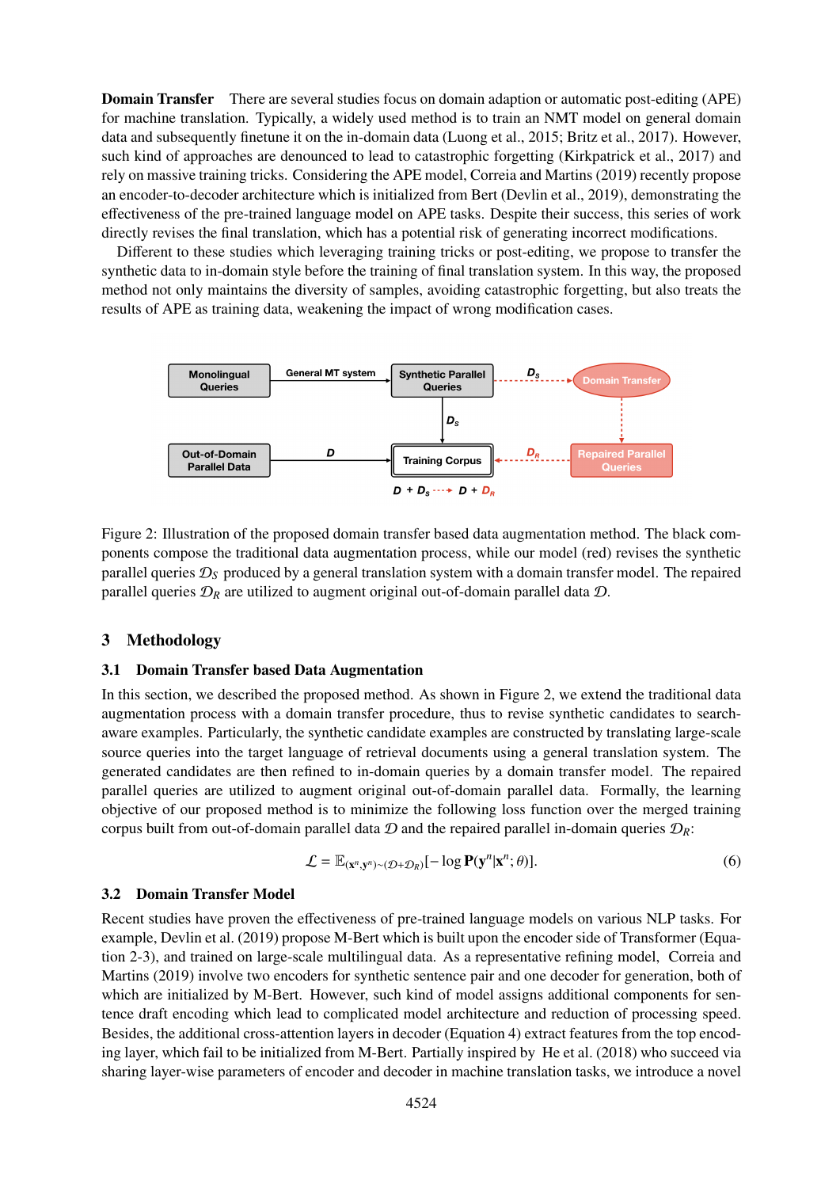**Domain Transfer** There are several studies focus on domain adaption or automatic post-editing (APE) for machine translation. Typically, a widely used method is to train an NMT model on general domain data and subsequently finetune it on the in-domain data (Luong et al., 2015; Britz et al., 2017). However, such kind of approaches are denounced to lead to catastrophic forgetting (Kirkpatrick et al., 2017) and rely on massive training tricks. Considering the APE model, Correia and Martins (2019) recently propose an encoder-to-decoder architecture which is initialized from Bert (Devlin et al., 2019), demonstrating the effectiveness of the pre-trained language model on APE tasks. Despite their success, this series of work directly revises the final translation, which has a potential risk of generating incorrect modifications.

Different to these studies which leveraging training tricks or post-editing, we propose to transfer the synthetic data to in-domain style before the training of final translation system. In this way, the proposed method not only maintains the diversity of samples, avoiding catastrophic forgetting, but also treats the results of APE as training data, weakening the impact of wrong modification cases.

Figure 2: Illustration of the proposed domain transfer based data augmentation method. The black components compose the traditional data augmentation process, while our model (red) revises the synthetic parallel queries $\mathcal{D}_S$ produced by a general translation system with a domain transfer model. The repaired parallel queries $\mathcal{D}_R$ are utilized to augment original out-of-domain parallel data $\mathcal{D}$.

## 3 Methodology

### 3.1 Domain Transfer based Data Augmentation

In this section, we described the proposed method. As shown in Figure 2, we extend the traditional data augmentation process with a domain transfer procedure, thus to revise synthetic candidates to search-aware examples. Particularly, the synthetic candidate examples are constructed by translating large-scale source queries into the target language of retrieval documents using a general translation system. The generated candidates are then refined to in-domain queries by a domain transfer model. The repaired parallel queries are utilized to augment original out-of-domain parallel data. Formally, the learning objective of our proposed method is to minimize the following loss function over the merged training corpus built from out-of-domain parallel data $\mathcal{D}$ and the repaired parallel in-domain queries $\mathcal{D}_R$:

$$\mathcal{L} = \mathbb{E}_{(\mathbf{x}^n,\mathbf{y}^n)\sim(\mathcal{D}+\mathcal{D}_R)}[-\log \mathbf{P}(\mathbf{y}^n|\mathbf{x}^n;\theta)]. \quad (6)$$

### 3.2 Domain Transfer Model

Recent studies have proven the effectiveness of pre-trained language models on various NLP tasks. For example, Devlin et al. (2019) propose M-Bert which is built upon the encoder side of Transformer (Equation 2-3), and trained on large-scale multilingual data. As a representative refining model, Correia and Martins (2019) involve two encoders for synthetic sentence pair and one decoder for generation, both of which are initialized by M-Bert. However, such kind of model assigns additional components for sentence draft encoding which lead to complicated model architecture and reduction of processing speed. Besides, the additional cross-attention layers in decoder (Equation 4) extract features from the top encoding layer, which fail to be initialized from M-Bert. Partially inspired by He et al. (2018) who succeed via sharing layer-wise parameters of encoder and decoder in machine translation tasks, we introduce a novel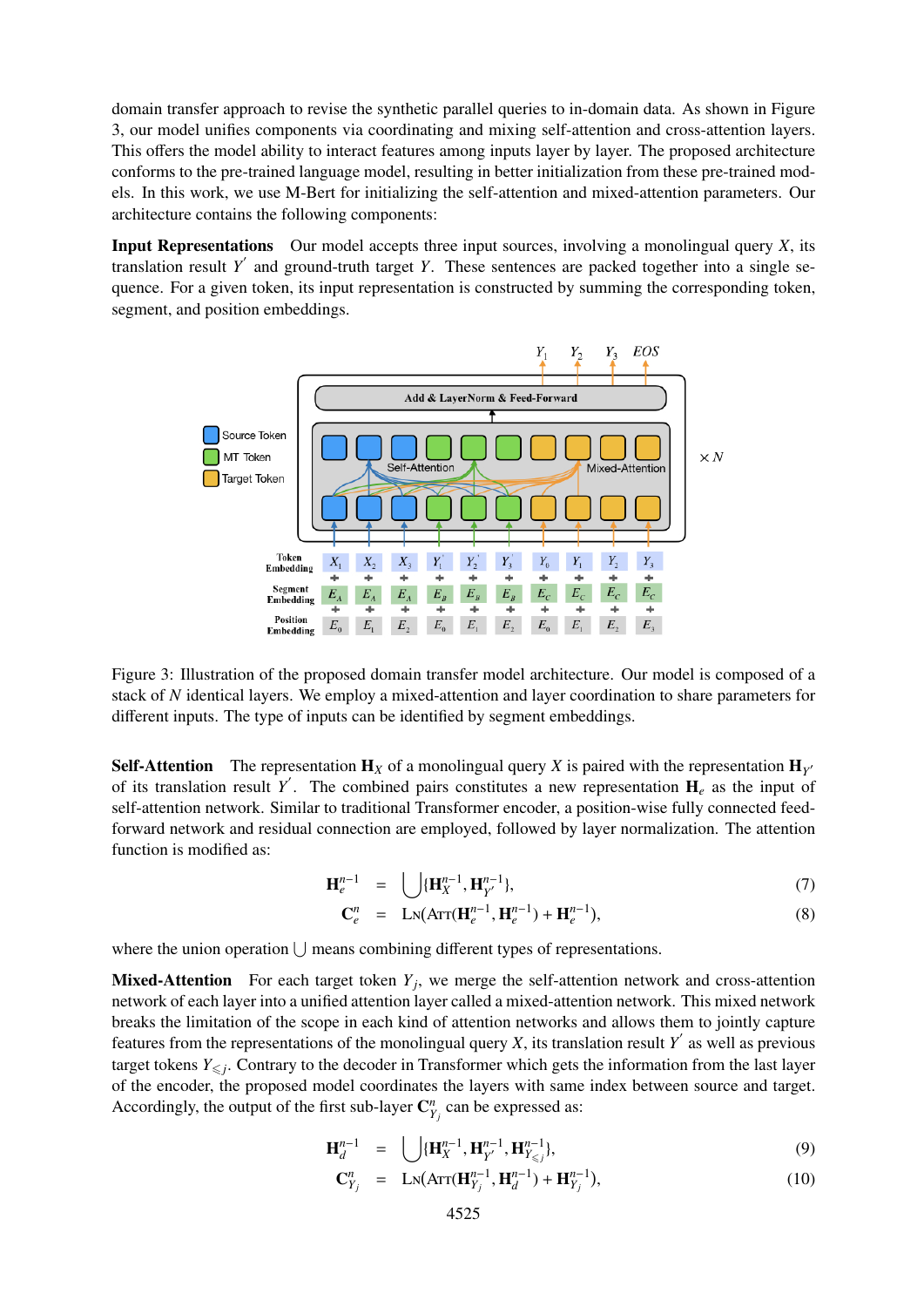domain transfer approach to revise the synthetic parallel queries to in-domain data. As shown in Figure 3, our model unifies components via coordinating and mixing self-attention and cross-attention layers. This offers the model ability to interact features among inputs layer by layer. The proposed architecture conforms to the pre-trained language model, resulting in better initialization from these pre-trained models. In this work, we use M-Bert for initializing the self-attention and mixed-attention parameters. Our architecture contains the following components:

**Input Representations** Our model accepts three input sources, involving a monolingual query $X$, its translation result $Y'$ and ground-truth target $Y$. These sentences are packed together into a single sequence. For a given token, its input representation is constructed by summing the corresponding token, segment, and position embeddings.

Figure 3: Illustration of the proposed domain transfer model architecture. Our model is composed of a stack of $N$ identical layers. We employ a mixed-attention and layer coordination to share parameters for different inputs. The type of inputs can be identified by segment embeddings.

**Self-Attention** The representation $\mathbf{H}_X$ of a monolingual query $X$ is paired with the representation $\mathbf{H}_{Y'}$ of its translation result $Y'$. The combined pairs constitutes a new representation $\mathbf{H}_e$ as the input of self-attention network. Similar to traditional Transformer encoder, a position-wise fully connected feed-forward network and residual connection are employed, followed by layer normalization. The attention function is modified as:

$$\mathbf{H}_e^{n-1} = \bigcup\{\mathbf{H}_X^{n-1}, \mathbf{H}_{Y'}^{n-1}\}, \tag{7}$$

$$\mathbf{C}_e^{n} = \textsc{Ln}(\textsc{Att}(\mathbf{H}_e^{n-1}, \mathbf{H}_e^{n-1}) + \mathbf{H}_e^{n-1}), \tag{8}$$

where the union operation $\bigcup$ means combining different types of representations.

**Mixed-Attention** For each target token $Y_j$, we merge the self-attention network and cross-attention network of each layer into a unified attention layer called a mixed-attention network. This mixed network breaks the limitation of the scope in each kind of attention networks and allows them to jointly capture features from the representations of the monolingual query $X$, its translation result $Y'$ as well as previous target tokens $Y_{\leqslant j}$. Contrary to the decoder in Transformer which gets the information from the last layer of the encoder, the proposed model coordinates the layers with same index between source and target. Accordingly, the output of the first sub-layer $\mathbf{C}_{Y_j}^n$ can be expressed as:

$$\mathbf{H}_d^{n-1} = \bigcup\{\mathbf{H}_X^{n-1}, \mathbf{H}_{Y'}^{n-1}, \mathbf{H}_{Y_{\leqslant j}}^{n-1}\}, \tag{9}$$

$$\mathbf{C}_{Y_j}^{n} = \textsc{Ln}(\textsc{Att}(\mathbf{H}_{Y_j}^{n-1}, \mathbf{H}_d^{n-1}) + \mathbf{H}_{Y_j}^{n-1}), \tag{10}$$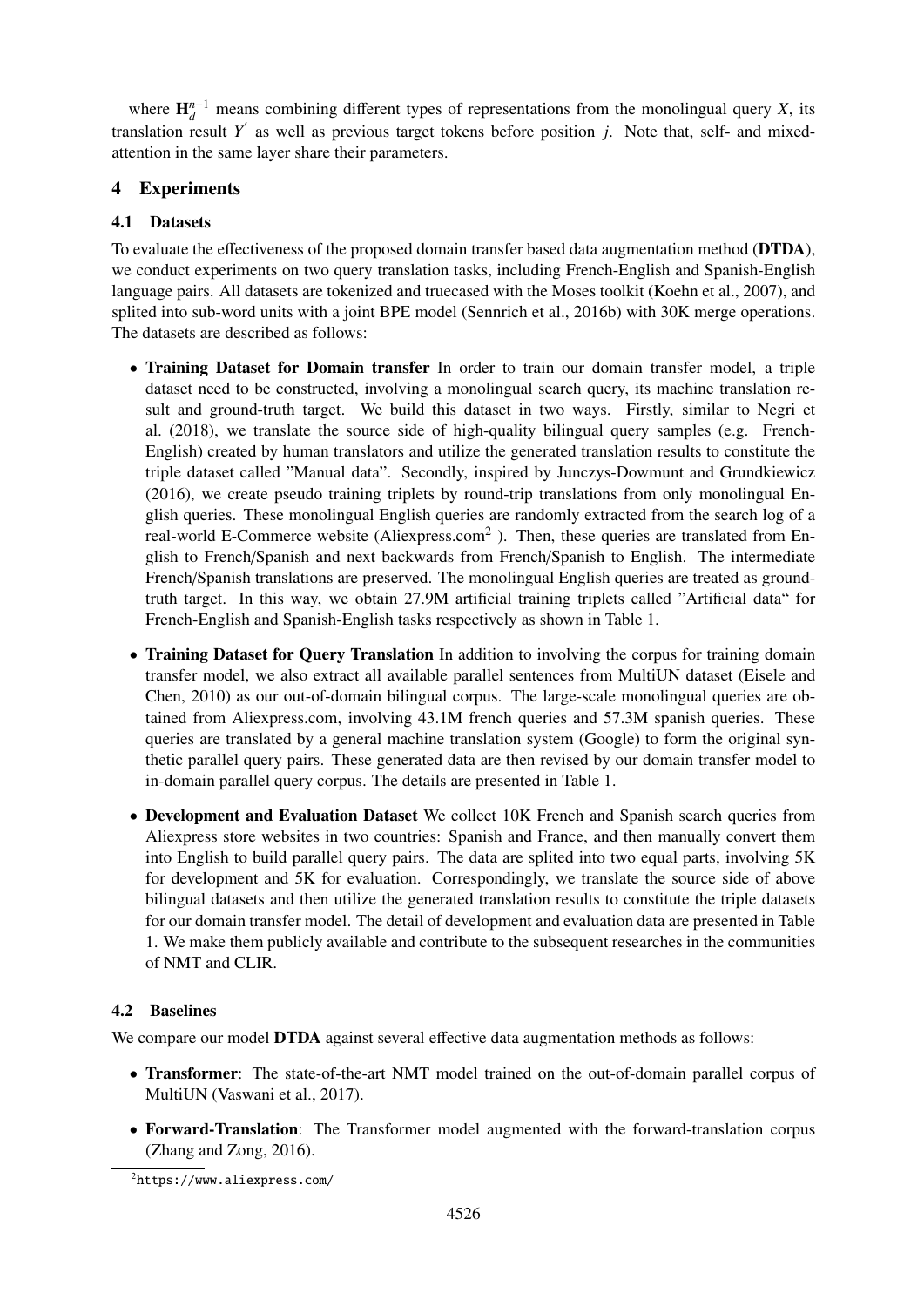where $\mathbf{H}_d^{n-1}$ means combining different types of representations from the monolingual query $X$, its translation result $Y'$ as well as previous target tokens before position $j$. Note that, self- and mixed-attention in the same layer share their parameters.

## 4 Experiments

### 4.1 Datasets

To evaluate the effectiveness of the proposed domain transfer based data augmentation method (**DTDA**), we conduct experiments on two query translation tasks, including French-English and Spanish-English language pairs. All datasets are tokenized and truecased with the Moses toolkit (Koehn et al., 2007), and splited into sub-word units with a joint BPE model (Sennrich et al., 2016b) with 30K merge operations. The datasets are described as follows:

- **Training Dataset for Domain transfer** In order to train our domain transfer model, a triple dataset need to be constructed, involving a monolingual search query, its machine translation result and ground-truth target. We build this dataset in two ways. Firstly, similar to Negri et al. (2018), we translate the source side of high-quality bilingual query samples (e.g. French-English) created by human translators and utilize the generated translation results to constitute the triple dataset called "Manual data". Secondly, inspired by Junczys-Dowmunt and Grundkiewicz (2016), we create pseudo training triplets by round-trip translations from only monolingual English queries. These monolingual English queries are randomly extracted from the search log of a real-world E-Commerce website (Aliexpress.com[2] ). Then, these queries are translated from English to French/Spanish and next backwards from French/Spanish to English. The intermediate French/Spanish translations are preserved. The monolingual English queries are treated as ground-truth target. In this way, we obtain 27.9M artificial training triplets called "Artificial data" for French-English and Spanish-English tasks respectively as shown in Table 1.

- **Training Dataset for Query Translation** In addition to involving the corpus for training domain transfer model, we also extract all available parallel sentences from MultiUN dataset (Eisele and Chen, 2010) as our out-of-domain bilingual corpus. The large-scale monolingual queries are obtained from Aliexpress.com, involving 43.1M french queries and 57.3M spanish queries. These queries are translated by a general machine translation system (Google) to form the original synthetic parallel query pairs. These generated data are then revised by our domain transfer model to in-domain parallel query corpus. The details are presented in Table 1.

- **Development and Evaluation Dataset** We collect 10K French and Spanish search queries from Aliexpress store websites in two countries: Spanish and France, and then manually convert them into English to build parallel query pairs. The data are splited into two equal parts, involving 5K for development and 5K for evaluation. Correspondingly, we translate the source side of above bilingual datasets and then utilize the generated translation results to constitute the triple datasets for our domain transfer model. The detail of development and evaluation data are presented in Table 1. We make them publicly available and contribute to the subsequent researches in the communities of NMT and CLIR.

### 4.2 Baselines

We compare our model **DTDA** against several effective data augmentation methods as follows:

- **Transformer**: The state-of-the-art NMT model trained on the out-of-domain parallel corpus of MultiUN (Vaswani et al., 2017).

- **Forward-Translation**: The Transformer model augmented with the forward-translation corpus (Zhang and Zong, 2016).

[2] https://www.aliexpress.com/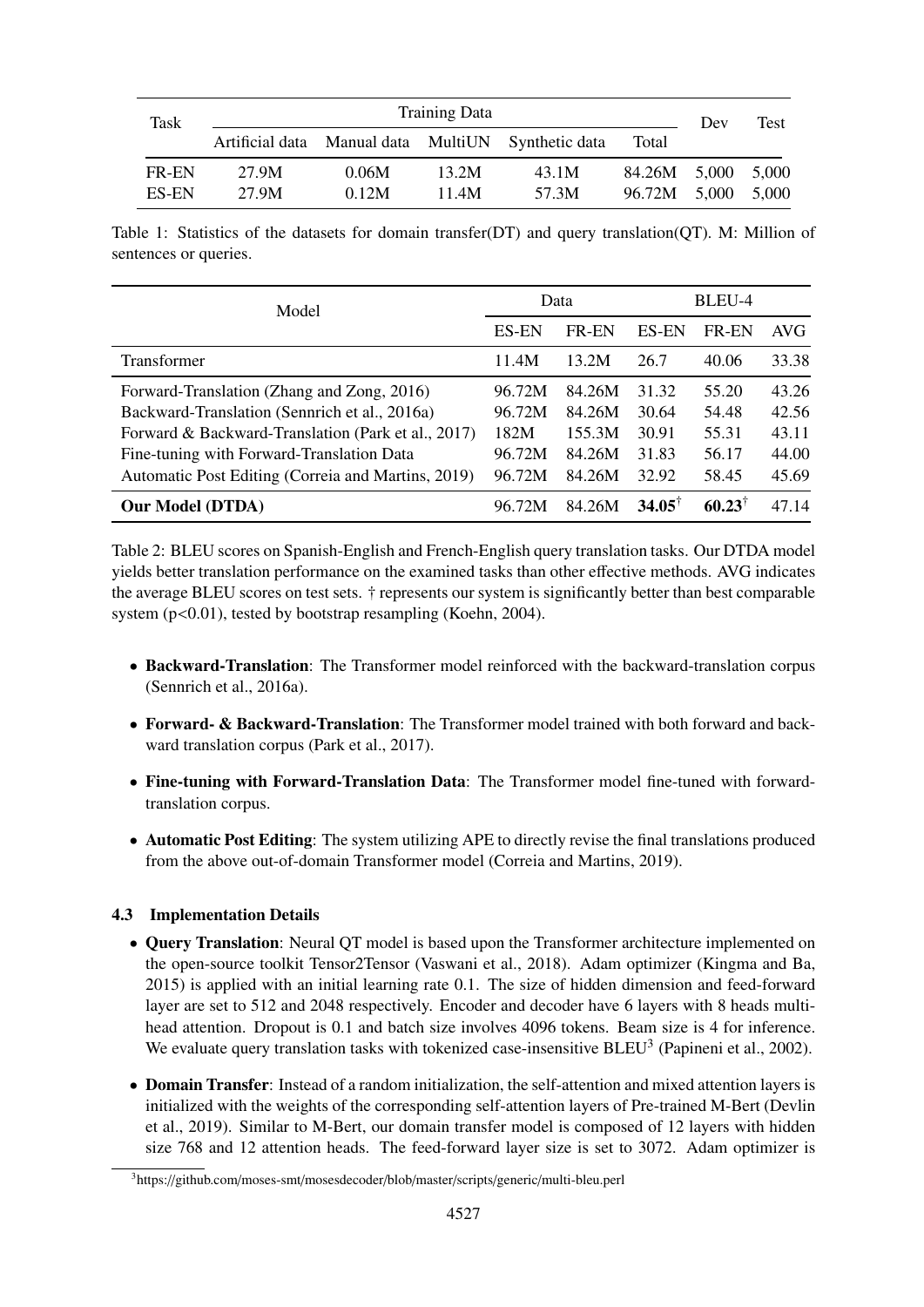| Task | Training Data | | | | | Dev | Test |
|---|---|---|---|---|---|---|---|
| | Artificial data | Manual data | MultiUN | Synthetic data | Total | | |
| FR-EN | 27.9M | 0.06M | 13.2M | 43.1M | 84.26M | 5,000 | 5,000 |
| ES-EN | 27.9M | 0.12M | 11.4M | 57.3M | 96.72M | 5,000 | 5,000 |

Table 1: Statistics of the datasets for domain transfer(DT) and query translation(QT). M: Million of sentences or queries.

| Model | Data | | BLEU-4 | | |
|---|---|---|---|---|---|
| | ES-EN | FR-EN | ES-EN | FR-EN | AVG |
| Transformer | 11.4M | 13.2M | 26.7 | 40.06 | 33.38 |
| Forward-Translation (Zhang and Zong, 2016) | 96.72M | 84.26M | 31.32 | 55.20 | 43.26 |
| Backward-Translation (Sennrich et al., 2016a) | 96.72M | 84.26M | 30.64 | 54.48 | 42.56 |
| Forward & Backward-Translation (Park et al., 2017) | 182M | 155.3M | 30.91 | 55.31 | 43.11 |
| Fine-tuning with Forward-Translation Data | 96.72M | 84.26M | 31.83 | 56.17 | 44.00 |
| Automatic Post Editing (Correia and Martins, 2019) | 96.72M | 84.26M | 32.92 | 58.45 | 45.69 |
| **Our Model (DTDA)** | 96.72M | 84.26M | **34.05**† | **60.23**† | 47.14 |

Table 2: BLEU scores on Spanish-English and French-English query translation tasks. Our DTDA model yields better translation performance on the examined tasks than other effective methods. AVG indicates the average BLEU scores on test sets. † represents our system is significantly better than best comparable system ($p<0.01$), tested by bootstrap resampling (Koehn, 2004).

- **Backward-Translation**: The Transformer model reinforced with the backward-translation corpus (Sennrich et al., 2016a).
- **Forward- & Backward-Translation**: The Transformer model trained with both forward and backward translation corpus (Park et al., 2017).
- **Fine-tuning with Forward-Translation Data**: The Transformer model fine-tuned with forward-translation corpus.
- **Automatic Post Editing**: The system utilizing APE to directly revise the final translations produced from the above out-of-domain Transformer model (Correia and Martins, 2019).

### 4.3 Implementation Details

- **Query Translation**: Neural QT model is based upon the Transformer architecture implemented on the open-source toolkit Tensor2Tensor (Vaswani et al., 2018). Adam optimizer (Kingma and Ba, 2015) is applied with an initial learning rate 0.1. The size of hidden dimension and feed-forward layer are set to 512 and 2048 respectively. Encoder and decoder have 6 layers with 8 heads multi-head attention. Dropout is 0.1 and batch size involves 4096 tokens. Beam size is 4 for inference. We evaluate query translation tasks with tokenized case-insensitive BLEU[3] (Papineni et al., 2002).
- **Domain Transfer**: Instead of a random initialization, the self-attention and mixed attention layers is initialized with the weights of the corresponding self-attention layers of Pre-trained M-Bert (Devlin et al., 2019). Similar to M-Bert, our domain transfer model is composed of 12 layers with hidden size 768 and 12 attention heads. The feed-forward layer size is set to 3072. Adam optimizer is

[3] https://github.com/moses-smt/mosesdecoder/blob/master/scripts/generic/multi-bleu.perl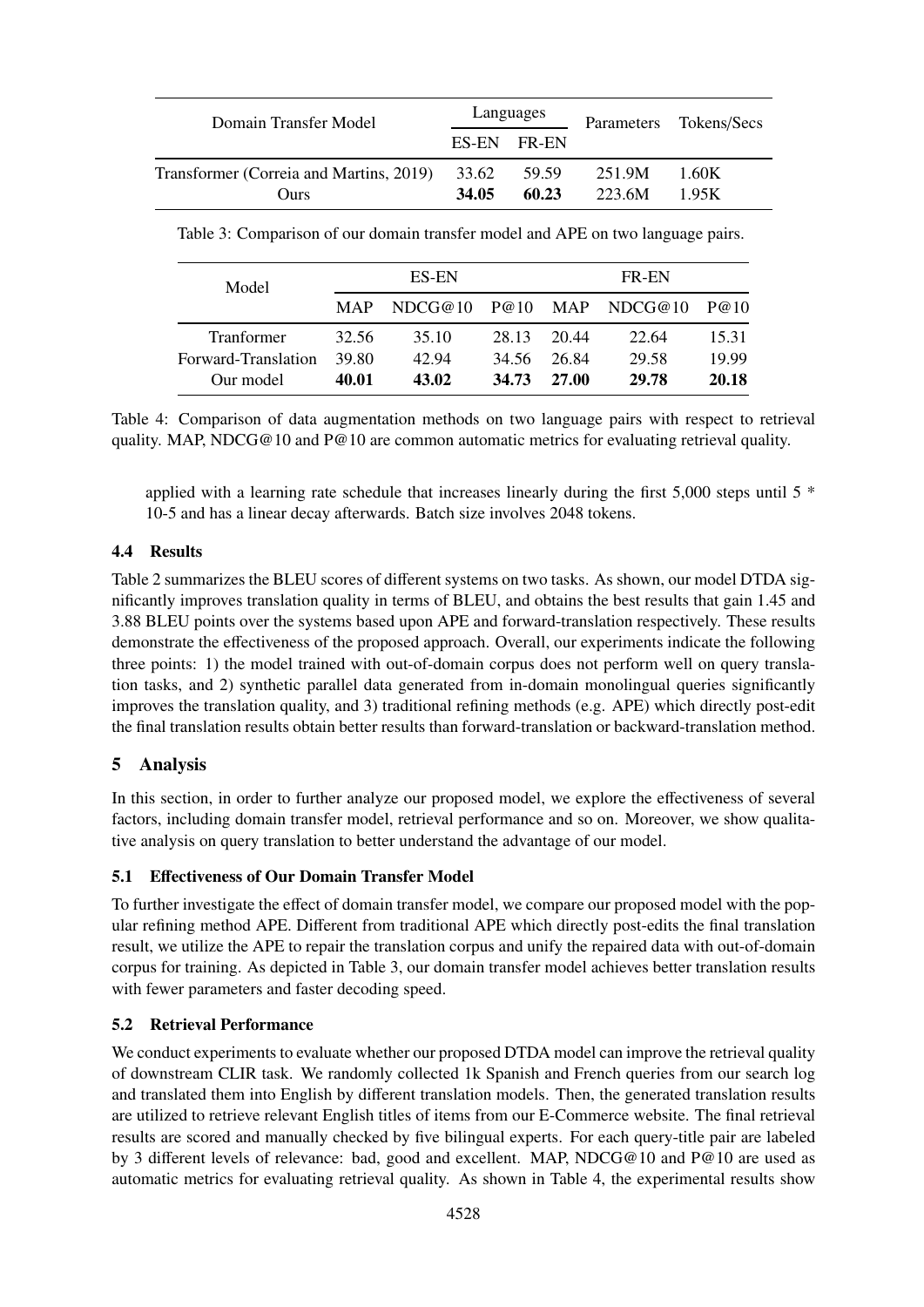| Domain Transfer Model | Languages | | Parameters | Tokens/Secs |
|---|---|---|---|---|
| | ES-EN | FR-EN | | |
| Transformer (Correia and Martins, 2019) | 33.62 | 59.59 | 251.9M | 1.60K |
| Ours | **34.05** | **60.23** | 223.6M | 1.95K |

Table 3: Comparison of our domain transfer model and APE on two language pairs.

| Model | ES-EN | | | FR-EN | | |
|---|---|---|---|---|---|---|
| | MAP | NDCG@10 | P@10 | MAP | NDCG@10 | P@10 |
| Tranformer | 32.56 | 35.10 | 28.13 | 20.44 | 22.64 | 15.31 |
| Forward-Translation | 39.80 | 42.94 | 34.56 | 26.84 | 29.58 | 19.99 |
| Our model | **40.01** | **43.02** | **34.73** | **27.00** | **29.78** | **20.18** |

Table 4: Comparison of data augmentation methods on two language pairs with respect to retrieval quality. MAP, NDCG@10 and P@10 are common automatic metrics for evaluating retrieval quality.

applied with a learning rate schedule that increases linearly during the first 5,000 steps until 5 * 10-5 and has a linear decay afterwards. Batch size involves 2048 tokens.

### 4.4 Results

Table 2 summarizes the BLEU scores of different systems on two tasks. As shown, our model DTDA significantly improves translation quality in terms of BLEU, and obtains the best results that gain 1.45 and 3.88 BLEU points over the systems based upon APE and forward-translation respectively. These results demonstrate the effectiveness of the proposed approach. Overall, our experiments indicate the following three points: 1) the model trained with out-of-domain corpus does not perform well on query translation tasks, and 2) synthetic parallel data generated from in-domain monolingual queries significantly improves the translation quality, and 3) traditional refining methods (e.g. APE) which directly post-edit the final translation results obtain better results than forward-translation or backward-translation method.

## 5 Analysis

In this section, in order to further analyze our proposed model, we explore the effectiveness of several factors, including domain transfer model, retrieval performance and so on. Moreover, we show qualitative analysis on query translation to better understand the advantage of our model.

### 5.1 Effectiveness of Our Domain Transfer Model

To further investigate the effect of domain transfer model, we compare our proposed model with the popular refining method APE. Different from traditional APE which directly post-edits the final translation result, we utilize the APE to repair the translation corpus and unify the repaired data with out-of-domain corpus for training. As depicted in Table 3, our domain transfer model achieves better translation results with fewer parameters and faster decoding speed.

### 5.2 Retrieval Performance

We conduct experiments to evaluate whether our proposed DTDA model can improve the retrieval quality of downstream CLIR task. We randomly collected 1k Spanish and French queries from our search log and translated them into English by different translation models. Then, the generated translation results are utilized to retrieve relevant English titles of items from our E-Commerce website. The final retrieval results are scored and manually checked by five bilingual experts. For each query-title pair are labeled by 3 different levels of relevance: bad, good and excellent. MAP, NDCG@10 and P@10 are used as automatic metrics for evaluating retrieval quality. As shown in Table 4, the experimental results show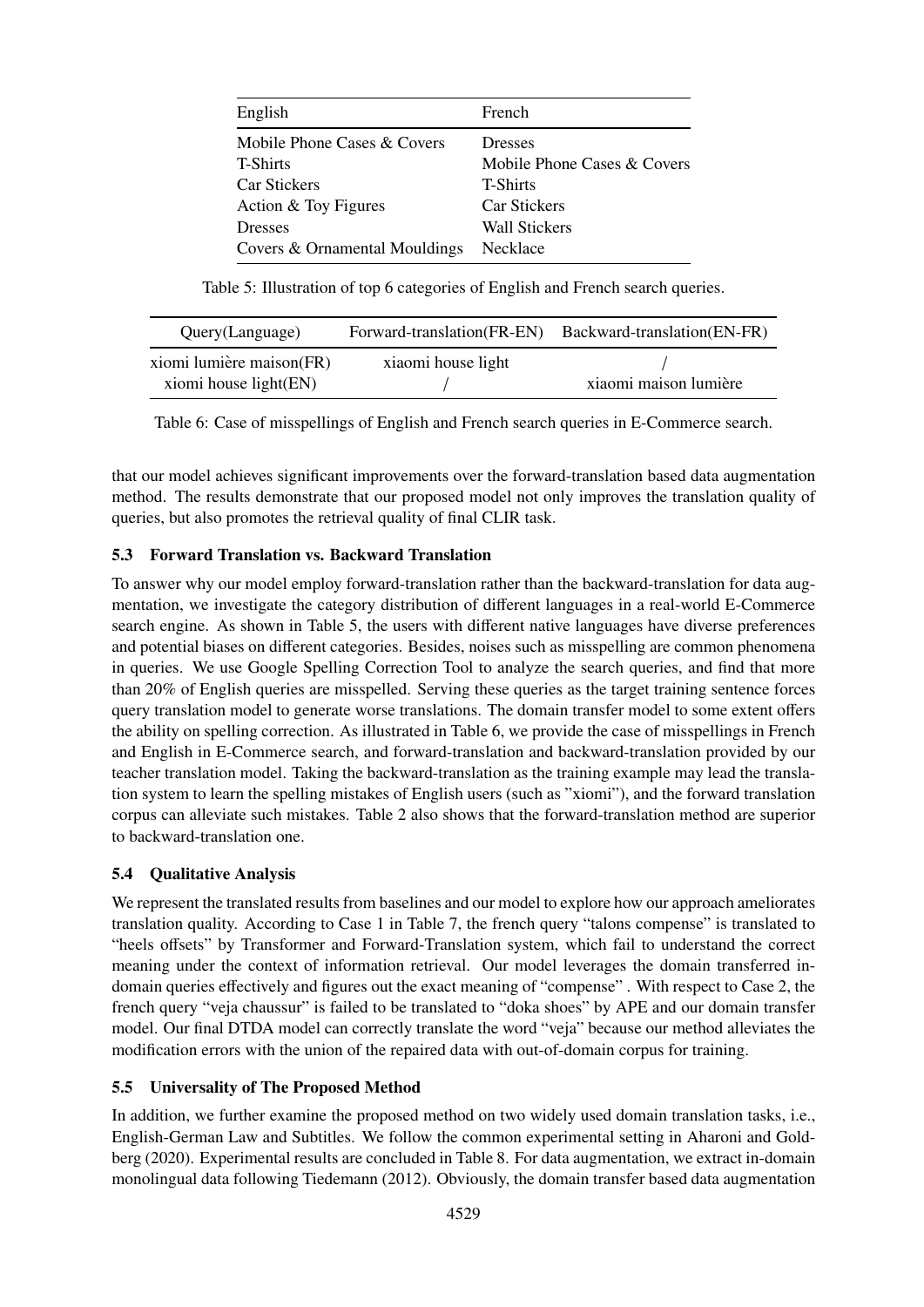| English | French |
|---|---|
| Mobile Phone Cases & Covers | Dresses |
| T-Shirts | Mobile Phone Cases & Covers |
| Car Stickers | T-Shirts |
| Action & Toy Figures | Car Stickers |
| Dresses | Wall Stickers |
| Covers & Ornamental Mouldings | Necklace |

Table 5: Illustration of top 6 categories of English and French search queries.

| Query(Language) | Forward-translation(FR-EN) | Backward-translation(EN-FR) |
|---|---|---|
| xiomi lumière maison(FR) | xiaomi house light | / |
| xiomi house light(EN) | / | xiaomi maison lumière |

Table 6: Case of misspellings of English and French search queries in E-Commerce search.

that our model achieves significant improvements over the forward-translation based data augmentation method. The results demonstrate that our proposed model not only improves the translation quality of queries, but also promotes the retrieval quality of final CLIR task.

### 5.3 Forward Translation vs. Backward Translation

To answer why our model employ forward-translation rather than the backward-translation for data augmentation, we investigate the category distribution of different languages in a real-world E-Commerce search engine. As shown in Table 5, the users with different native languages have diverse preferences and potential biases on different categories. Besides, noises such as misspelling are common phenomena in queries. We use Google Spelling Correction Tool to analyze the search queries, and find that more than 20% of English queries are misspelled. Serving these queries as the target training sentence forces query translation model to generate worse translations. The domain transfer model to some extent offers the ability on spelling correction. As illustrated in Table 6, we provide the case of misspellings in French and English in E-Commerce search, and forward-translation and backward-translation provided by our teacher translation model. Taking the backward-translation as the training example may lead the translation system to learn the spelling mistakes of English users (such as "xiomi"), and the forward translation corpus can alleviate such mistakes. Table 2 also shows that the forward-translation method are superior to backward-translation one.

### 5.4 Qualitative Analysis

We represent the translated results from baselines and our model to explore how our approach ameliorates translation quality. According to Case 1 in Table 7, the french query "talons compense" is translated to "heels offsets" by Transformer and Forward-Translation system, which fail to understand the correct meaning under the context of information retrieval. Our model leverages the domain transferred in-domain queries effectively and figures out the exact meaning of "compense" . With respect to Case 2, the french query "veja chaussur" is failed to be translated to "doka shoes" by APE and our domain transfer model. Our final DTDA model can correctly translate the word "veja" because our method alleviates the modification errors with the union of the repaired data with out-of-domain corpus for training.

### 5.5 Universality of The Proposed Method

In addition, we further examine the proposed method on two widely used domain translation tasks, i.e., English-German Law and Subtitles. We follow the common experimental setting in Aharoni and Goldberg (2020). Experimental results are concluded in Table 8. For data augmentation, we extract in-domain monolingual data following Tiedemann (2012). Obviously, the domain transfer based data augmentation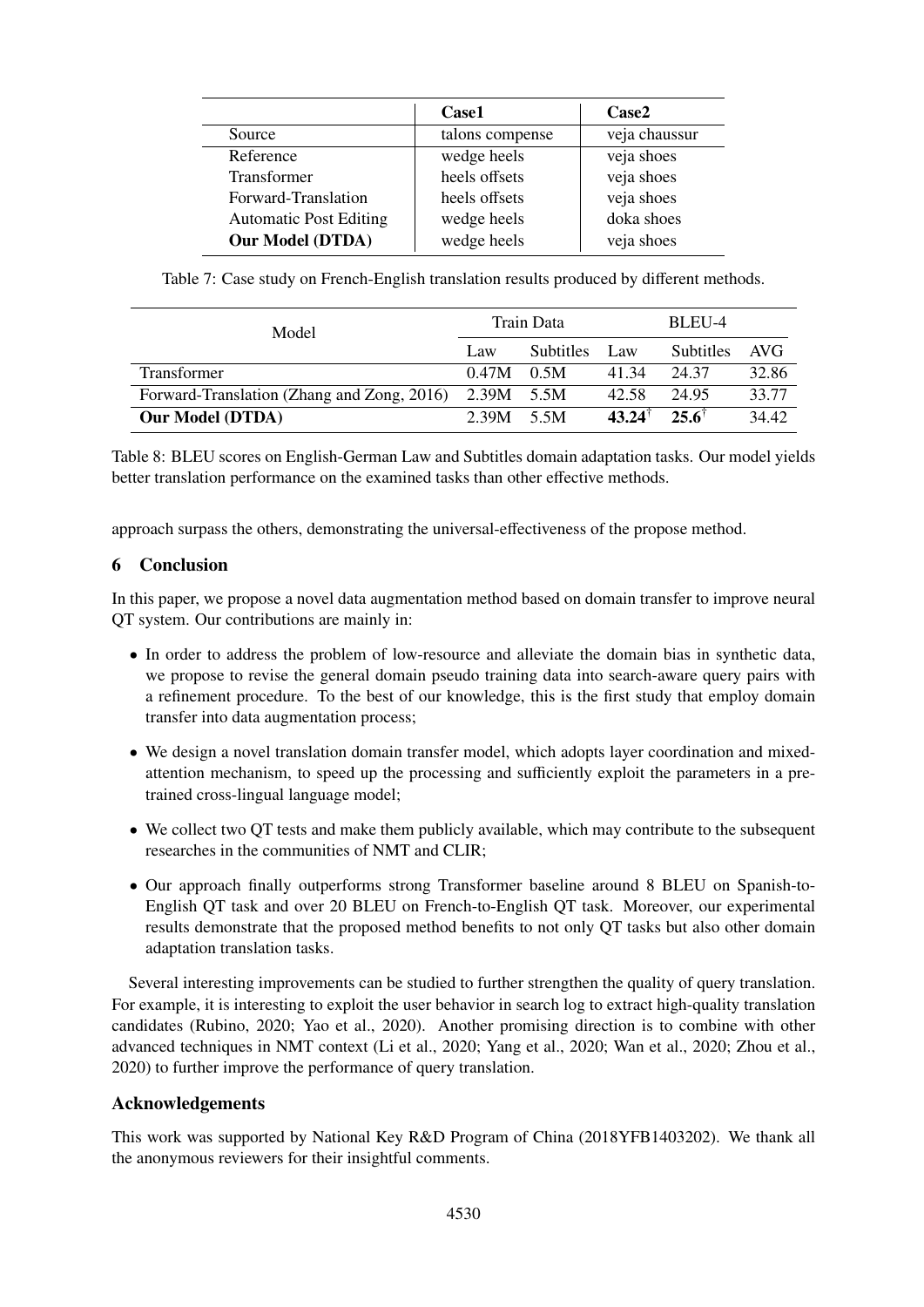| | **Case1** | **Case2** |
|---|---|---|
| Source | talons compense | veja chaussur |
| Reference | wedge heels | veja shoes |
| Transformer | heels offsets | veja shoes |
| Forward-Translation | heels offsets | veja shoes |
| Automatic Post Editing | wedge heels | doka shoes |
| **Our Model (DTDA)** | wedge heels | veja shoes |

Table 7: Case study on French-English translation results produced by different methods.

| Model | Train Data | | BLEU-4 | | |
|---|---|---|---|---|---|
| | Law | Subtitles | Law | Subtitles | AVG |
| Transformer | 0.47M | 0.5M | 41.34 | 24.37 | 32.86 |
| Forward-Translation (Zhang and Zong, 2016) | 2.39M | 5.5M | 42.58 | 24.95 | 33.77 |
| **Our Model (DTDA)** | 2.39M | 5.5M | **43.24**$^{\dagger}$ | **25.6**$^{\dagger}$ | 34.42 |

Table 8: BLEU scores on English-German Law and Subtitles domain adaptation tasks. Our model yields better translation performance on the examined tasks than other effective methods.

approach surpass the others, demonstrating the universal-effectiveness of the propose method.

## 6 Conclusion

In this paper, we propose a novel data augmentation method based on domain transfer to improve neural QT system. Our contributions are mainly in:

- In order to address the problem of low-resource and alleviate the domain bias in synthetic data, we propose to revise the general domain pseudo training data into search-aware query pairs with a refinement procedure. To the best of our knowledge, this is the first study that employ domain transfer into data augmentation process;
- We design a novel translation domain transfer model, which adopts layer coordination and mixed-attention mechanism, to speed up the processing and sufficiently exploit the parameters in a pre-trained cross-lingual language model;
- We collect two QT tests and make them publicly available, which may contribute to the subsequent researches in the communities of NMT and CLIR;
- Our approach finally outperforms strong Transformer baseline around 8 BLEU on Spanish-to-English QT task and over 20 BLEU on French-to-English QT task. Moreover, our experimental results demonstrate that the proposed method benefits to not only QT tasks but also other domain adaptation translation tasks.

Several interesting improvements can be studied to further strengthen the quality of query translation. For example, it is interesting to exploit the user behavior in search log to extract high-quality translation candidates (Rubino, 2020; Yao et al., 2020). Another promising direction is to combine with other advanced techniques in NMT context (Li et al., 2020; Yang et al., 2020; Wan et al., 2020; Zhou et al., 2020) to further improve the performance of query translation.

## Acknowledgements

This work was supported by National Key R&D Program of China (2018YFB1403202). We thank all the anonymous reviewers for their insightful comments.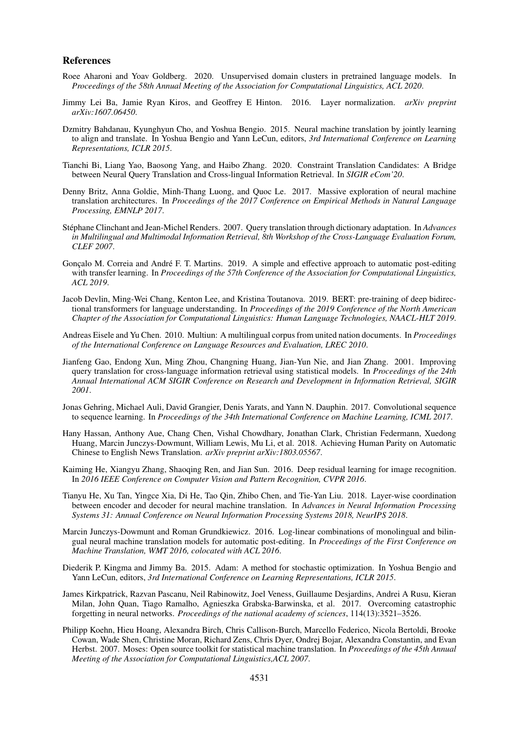## References

Roee Aharoni and Yoav Goldberg. 2020. Unsupervised domain clusters in pretrained language models. In *Proceedings of the 58th Annual Meeting of the Association for Computational Linguistics, ACL 2020*.

Jimmy Lei Ba, Jamie Ryan Kiros, and Geoffrey E Hinton. 2016. Layer normalization. *arXiv preprint arXiv:1607.06450*.

Dzmitry Bahdanau, Kyunghyun Cho, and Yoshua Bengio. 2015. Neural machine translation by jointly learning to align and translate. In Yoshua Bengio and Yann LeCun, editors, *3rd International Conference on Learning Representations, ICLR 2015*.

Tianchi Bi, Liang Yao, Baosong Yang, and Haibo Zhang. 2020. Constraint Translation Candidates: A Bridge between Neural Query Translation and Cross-lingual Information Retrieval. In *SIGIR eCom'20*.

Denny Britz, Anna Goldie, Minh-Thang Luong, and Quoc Le. 2017. Massive exploration of neural machine translation architectures. In *Proceedings of the 2017 Conference on Empirical Methods in Natural Language Processing, EMNLP 2017*.

Stéphane Clinchant and Jean-Michel Renders. 2007. Query translation through dictionary adaptation. In *Advances in Multilingual and Multimodal Information Retrieval, 8th Workshop of the Cross-Language Evaluation Forum, CLEF 2007*.

Gonçalo M. Correia and André F. T. Martins. 2019. A simple and effective approach to automatic post-editing with transfer learning. In *Proceedings of the 57th Conference of the Association for Computational Linguistics, ACL 2019*.

Jacob Devlin, Ming-Wei Chang, Kenton Lee, and Kristina Toutanova. 2019. BERT: pre-training of deep bidirectional transformers for language understanding. In *Proceedings of the 2019 Conference of the North American Chapter of the Association for Computational Linguistics: Human Language Technologies, NAACL-HLT 2019*.

Andreas Eisele and Yu Chen. 2010. Multiun: A multilingual corpus from united nation documents. In *Proceedings of the International Conference on Language Resources and Evaluation, LREC 2010*.

Jianfeng Gao, Endong Xun, Ming Zhou, Changning Huang, Jian-Yun Nie, and Jian Zhang. 2001. Improving query translation for cross-language information retrieval using statistical models. In *Proceedings of the 24th Annual International ACM SIGIR Conference on Research and Development in Information Retrieval, SIGIR 2001*.

Jonas Gehring, Michael Auli, David Grangier, Denis Yarats, and Yann N. Dauphin. 2017. Convolutional sequence to sequence learning. In *Proceedings of the 34th International Conference on Machine Learning, ICML 2017*.

Hany Hassan, Anthony Aue, Chang Chen, Vishal Chowdhary, Jonathan Clark, Christian Federmann, Xuedong Huang, Marcin Junczys-Dowmunt, William Lewis, Mu Li, et al. 2018. Achieving Human Parity on Automatic Chinese to English News Translation. *arXiv preprint arXiv:1803.05567*.

Kaiming He, Xiangyu Zhang, Shaoqing Ren, and Jian Sun. 2016. Deep residual learning for image recognition. In *2016 IEEE Conference on Computer Vision and Pattern Recognition, CVPR 2016*.

Tianyu He, Xu Tan, Yingce Xia, Di He, Tao Qin, Zhibo Chen, and Tie-Yan Liu. 2018. Layer-wise coordination between encoder and decoder for neural machine translation. In *Advances in Neural Information Processing Systems 31: Annual Conference on Neural Information Processing Systems 2018, NeurIPS 2018*.

Marcin Junczys-Dowmunt and Roman Grundkiewicz. 2016. Log-linear combinations of monolingual and bilingual neural machine translation models for automatic post-editing. In *Proceedings of the First Conference on Machine Translation, WMT 2016, colocated with ACL 2016*.

Diederik P. Kingma and Jimmy Ba. 2015. Adam: A method for stochastic optimization. In Yoshua Bengio and Yann LeCun, editors, *3rd International Conference on Learning Representations, ICLR 2015*.

James Kirkpatrick, Razvan Pascanu, Neil Rabinowitz, Joel Veness, Guillaume Desjardins, Andrei A Rusu, Kieran Milan, John Quan, Tiago Ramalho, Agnieszka Grabska-Barwinska, et al. 2017. Overcoming catastrophic forgetting in neural networks. *Proceedings of the national academy of sciences*, 114(13):3521–3526.

Philipp Koehn, Hieu Hoang, Alexandra Birch, Chris Callison-Burch, Marcello Federico, Nicola Bertoldi, Brooke Cowan, Wade Shen, Christine Moran, Richard Zens, Chris Dyer, Ondrej Bojar, Alexandra Constantin, and Evan Herbst. 2007. Moses: Open source toolkit for statistical machine translation. In *Proceedings of the 45th Annual Meeting of the Association for Computational Linguistics,ACL 2007*.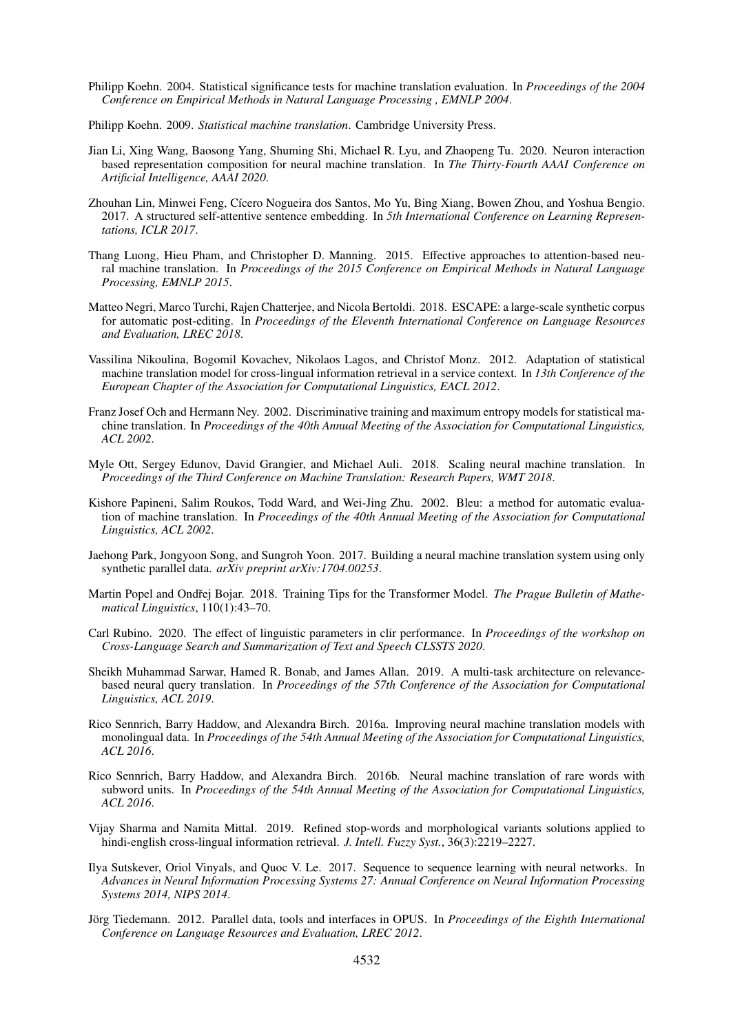Philipp Koehn. 2004. Statistical significance tests for machine translation evaluation. In *Proceedings of the 2004 Conference on Empirical Methods in Natural Language Processing , EMNLP 2004*.

Philipp Koehn. 2009. *Statistical machine translation*. Cambridge University Press.

Jian Li, Xing Wang, Baosong Yang, Shuming Shi, Michael R. Lyu, and Zhaopeng Tu. 2020. Neuron interaction based representation composition for neural machine translation. In *The Thirty-Fourth AAAI Conference on Artificial Intelligence, AAAI 2020*.

Zhouhan Lin, Minwei Feng, Cícero Nogueira dos Santos, Mo Yu, Bing Xiang, Bowen Zhou, and Yoshua Bengio. 2017. A structured self-attentive sentence embedding. In *5th International Conference on Learning Representations, ICLR 2017*.

Thang Luong, Hieu Pham, and Christopher D. Manning. 2015. Effective approaches to attention-based neural machine translation. In *Proceedings of the 2015 Conference on Empirical Methods in Natural Language Processing, EMNLP 2015*.

Matteo Negri, Marco Turchi, Rajen Chatterjee, and Nicola Bertoldi. 2018. ESCAPE: a large-scale synthetic corpus for automatic post-editing. In *Proceedings of the Eleventh International Conference on Language Resources and Evaluation, LREC 2018*.

Vassilina Nikoulina, Bogomil Kovachev, Nikolaos Lagos, and Christof Monz. 2012. Adaptation of statistical machine translation model for cross-lingual information retrieval in a service context. In *13th Conference of the European Chapter of the Association for Computational Linguistics, EACL 2012*.

Franz Josef Och and Hermann Ney. 2002. Discriminative training and maximum entropy models for statistical machine translation. In *Proceedings of the 40th Annual Meeting of the Association for Computational Linguistics, ACL 2002*.

Myle Ott, Sergey Edunov, David Grangier, and Michael Auli. 2018. Scaling neural machine translation. In *Proceedings of the Third Conference on Machine Translation: Research Papers, WMT 2018*.

Kishore Papineni, Salim Roukos, Todd Ward, and Wei-Jing Zhu. 2002. Bleu: a method for automatic evaluation of machine translation. In *Proceedings of the 40th Annual Meeting of the Association for Computational Linguistics, ACL 2002*.

Jaehong Park, Jongyoon Song, and Sungroh Yoon. 2017. Building a neural machine translation system using only synthetic parallel data. *arXiv preprint arXiv:1704.00253*.

Martin Popel and Ondřej Bojar. 2018. Training Tips for the Transformer Model. *The Prague Bulletin of Mathematical Linguistics*, 110(1):43–70.

Carl Rubino. 2020. The effect of linguistic parameters in clir performance. In *Proceedings of the workshop on Cross-Language Search and Summarization of Text and Speech CLSSTS 2020*.

Sheikh Muhammad Sarwar, Hamed R. Bonab, and James Allan. 2019. A multi-task architecture on relevance-based neural query translation. In *Proceedings of the 57th Conference of the Association for Computational Linguistics, ACL 2019*.

Rico Sennrich, Barry Haddow, and Alexandra Birch. 2016a. Improving neural machine translation models with monolingual data. In *Proceedings of the 54th Annual Meeting of the Association for Computational Linguistics, ACL 2016*.

Rico Sennrich, Barry Haddow, and Alexandra Birch. 2016b. Neural machine translation of rare words with subword units. In *Proceedings of the 54th Annual Meeting of the Association for Computational Linguistics, ACL 2016*.

Vijay Sharma and Namita Mittal. 2019. Refined stop-words and morphological variants solutions applied to hindi-english cross-lingual information retrieval. *J. Intell. Fuzzy Syst.*, 36(3):2219–2227.

Ilya Sutskever, Oriol Vinyals, and Quoc V. Le. 2017. Sequence to sequence learning with neural networks. In *Advances in Neural Information Processing Systems 27: Annual Conference on Neural Information Processing Systems 2014, NIPS 2014*.

Jörg Tiedemann. 2012. Parallel data, tools and interfaces in OPUS. In *Proceedings of the Eighth International Conference on Language Resources and Evaluation, LREC 2012*.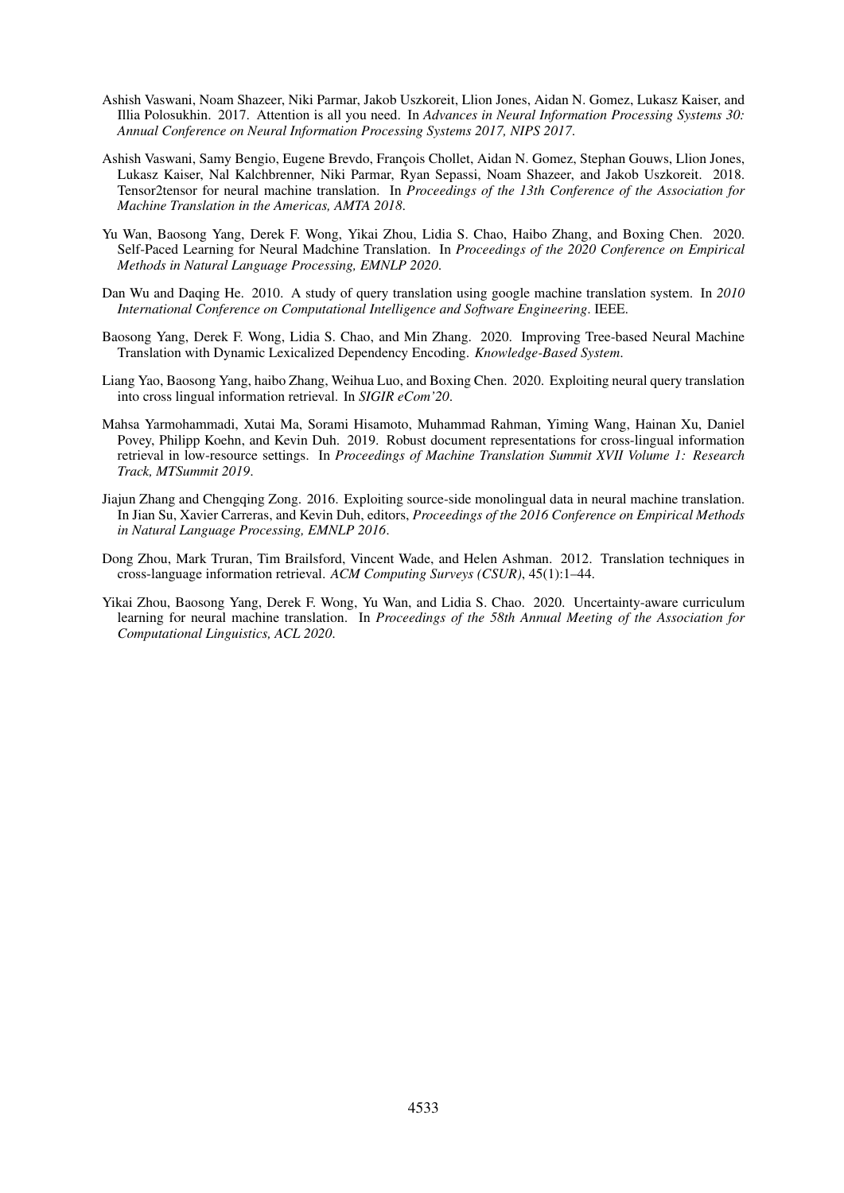Ashish Vaswani, Noam Shazeer, Niki Parmar, Jakob Uszkoreit, Llion Jones, Aidan N. Gomez, Lukasz Kaiser, and Illia Polosukhin. 2017. Attention is all you need. In *Advances in Neural Information Processing Systems 30: Annual Conference on Neural Information Processing Systems 2017, NIPS 2017*.

Ashish Vaswani, Samy Bengio, Eugene Brevdo, François Chollet, Aidan N. Gomez, Stephan Gouws, Llion Jones, Lukasz Kaiser, Nal Kalchbrenner, Niki Parmar, Ryan Sepassi, Noam Shazeer, and Jakob Uszkoreit. 2018. Tensor2tensor for neural machine translation. In *Proceedings of the 13th Conference of the Association for Machine Translation in the Americas, AMTA 2018*.

Yu Wan, Baosong Yang, Derek F. Wong, Yikai Zhou, Lidia S. Chao, Haibo Zhang, and Boxing Chen. 2020. Self-Paced Learning for Neural Madchine Translation. In *Proceedings of the 2020 Conference on Empirical Methods in Natural Language Processing, EMNLP 2020*.

Dan Wu and Daqing He. 2010. A study of query translation using google machine translation system. In *2010 International Conference on Computational Intelligence and Software Engineering*. IEEE.

Baosong Yang, Derek F. Wong, Lidia S. Chao, and Min Zhang. 2020. Improving Tree-based Neural Machine Translation with Dynamic Lexicalized Dependency Encoding. *Knowledge-Based System*.

Liang Yao, Baosong Yang, haibo Zhang, Weihua Luo, and Boxing Chen. 2020. Exploiting neural query translation into cross lingual information retrieval. In *SIGIR eCom'20*.

Mahsa Yarmohammadi, Xutai Ma, Sorami Hisamoto, Muhammad Rahman, Yiming Wang, Hainan Xu, Daniel Povey, Philipp Koehn, and Kevin Duh. 2019. Robust document representations for cross-lingual information retrieval in low-resource settings. In *Proceedings of Machine Translation Summit XVII Volume 1: Research Track, MTSummit 2019*.

Jiajun Zhang and Chengqing Zong. 2016. Exploiting source-side monolingual data in neural machine translation. In Jian Su, Xavier Carreras, and Kevin Duh, editors, *Proceedings of the 2016 Conference on Empirical Methods in Natural Language Processing, EMNLP 2016*.

Dong Zhou, Mark Truran, Tim Brailsford, Vincent Wade, and Helen Ashman. 2012. Translation techniques in cross-language information retrieval. *ACM Computing Surveys (CSUR)*, 45(1):1–44.

Yikai Zhou, Baosong Yang, Derek F. Wong, Yu Wan, and Lidia S. Chao. 2020. Uncertainty-aware curriculum learning for neural machine translation. In *Proceedings of the 58th Annual Meeting of the Association for Computational Linguistics, ACL 2020*.